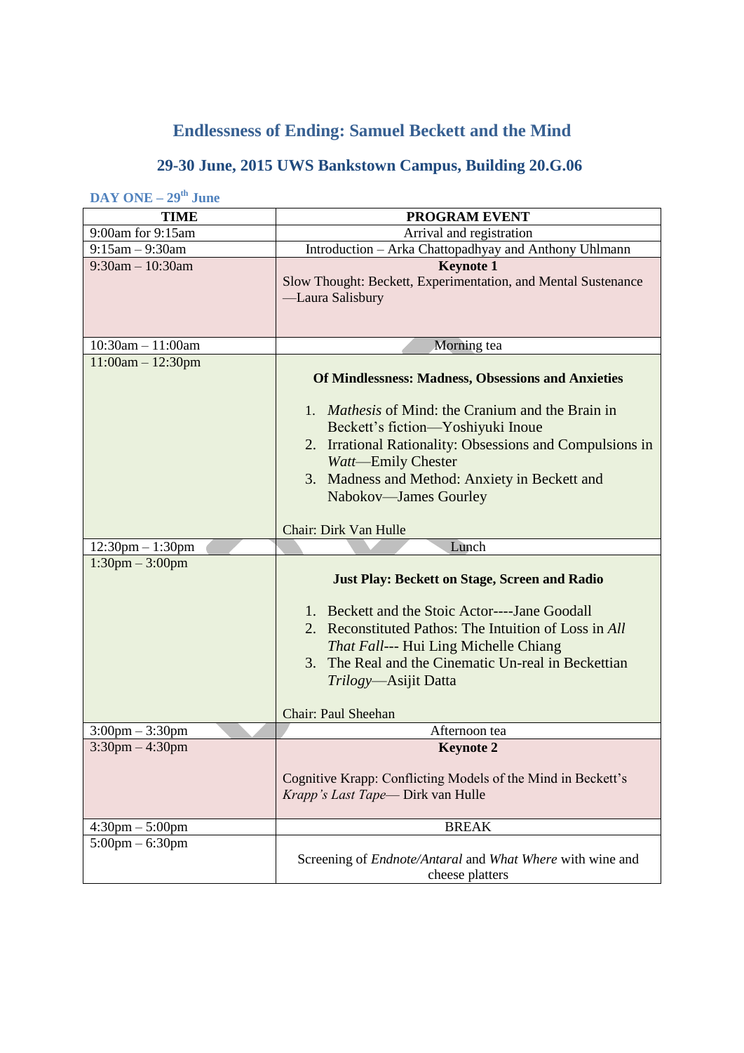# Endlessness of Ending: Samuel Beckett and the Mind

## 29-30 June, 2015 UWS Bankstown Campus, Building 20.G.06

### DAY ONE – 29th June

| TIME | PROGRAM EVENT |
|---|---|
| 9:00am for 9:15am | Arrival and registration |
| 9:15am – 9:30am | Introduction – Arka Chattopadhyay and Anthony Uhlmann |
| 9:30am – 10:30am | **Keynote 1**<br>Slow Thought: Beckett, Experimentation, and Mental Sustenance —Laura Salisbury |
| 10:30am – 11:00am | Morning tea |
| 11:00am – 12:30pm | **Of Mindlessness: Madness, Obsessions and Anxieties**<br>1. *Mathesis* of Mind: the Cranium and the Brain in Beckett's fiction—Yoshiyuki Inoue<br>2. Irrational Rationality: Obsessions and Compulsions in *Watt*—Emily Chester<br>3. Madness and Method: Anxiety in Beckett and Nabokov—James Gourley<br><br>Chair: Dirk Van Hulle |
| 12:30pm – 1:30pm | Lunch |
| 1:30pm – 3:00pm | **Just Play: Beckett on Stage, Screen and Radio**<br>1. Beckett and the Stoic Actor----Jane Goodall<br>2. Reconstituted Pathos: The Intuition of Loss in *All That Fall*--- Hui Ling Michelle Chiang<br>3. The Real and the Cinematic Un-real in Beckettian *Trilogy*—Asijit Datta<br><br>Chair: Paul Sheehan |
| 3:00pm – 3:30pm | Afternoon tea |
| 3:30pm – 4:30pm | **Keynote 2**<br>Cognitive Krapp: Conflicting Models of the Mind in Beckett's *Krapp's Last Tape*— Dirk van Hulle |
| 4:30pm – 5:00pm | BREAK |
| 5:00pm – 6:30pm | Screening of *Endnote/Antaral* and *What Where* with wine and cheese platters |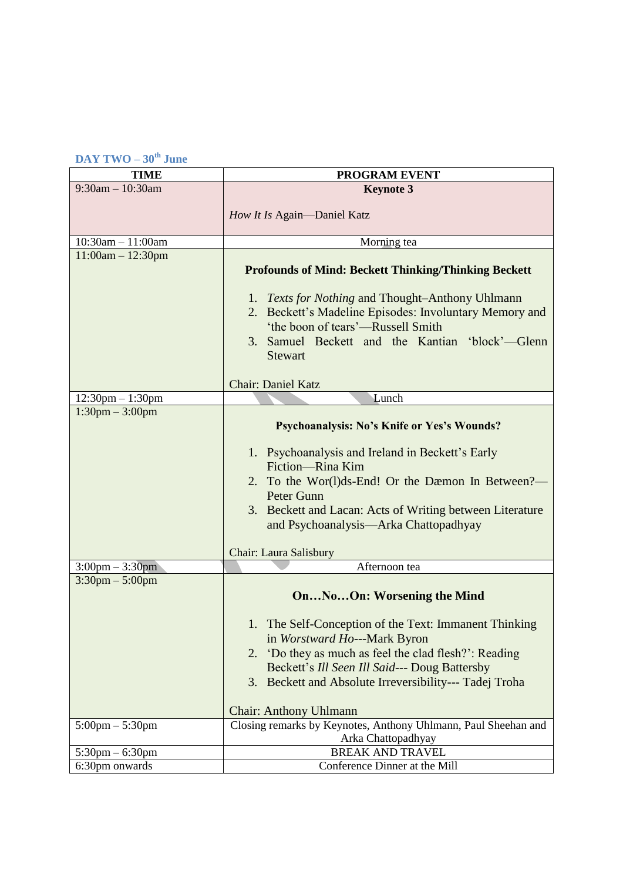## DAY TWO – 30th June

| TIME | PROGRAM EVENT |
|---|---|
| 9:30am – 10:30am | **Keynote 3**<br><br>*How It Is* Again—Daniel Katz |
| 10:30am – 11:00am | Morning tea |
| 11:00am – 12:30pm | **Profounds of Mind: Beckett Thinking/Thinking Beckett**<br><br>1. *Texts for Nothing* and Thought–Anthony Uhlmann<br>2. Beckett's Madeline Episodes: Involuntary Memory and 'the boon of tears'—Russell Smith<br>3. Samuel Beckett and the Kantian 'block'—Glenn Stewart<br><br>Chair: Daniel Katz |
| 12:30pm – 1:30pm | Lunch |
| 1:30pm – 3:00pm | **Psychoanalysis: No's Knife or Yes's Wounds?**<br><br>1. Psychoanalysis and Ireland in Beckett's Early Fiction—Rina Kim<br>2. To the Wor(l)ds-End! Or the Dæmon In Between?—Peter Gunn<br>3. Beckett and Lacan: Acts of Writing between Literature and Psychoanalysis—Arka Chattopadhyay<br><br>Chair: Laura Salisbury |
| 3:00pm – 3:30pm | Afternoon tea |
| 3:30pm – 5:00pm | **On…No…On: Worsening the Mind**<br><br>1. The Self-Conception of the Text: Immanent Thinking in *Worstward Ho*---Mark Byron<br>2. 'Do they as much as feel the clad flesh?': Reading Beckett's *Ill Seen Ill Said*--- Doug Battersby<br>3. Beckett and Absolute Irreversibility--- Tadej Troha<br><br>Chair: Anthony Uhlmann |
| 5:00pm – 5:30pm | Closing remarks by Keynotes, Anthony Uhlmann, Paul Sheehan and Arka Chattopadhyay |
| 5:30pm – 6:30pm | BREAK AND TRAVEL |
| 6:30pm onwards | Conference Dinner at the Mill |